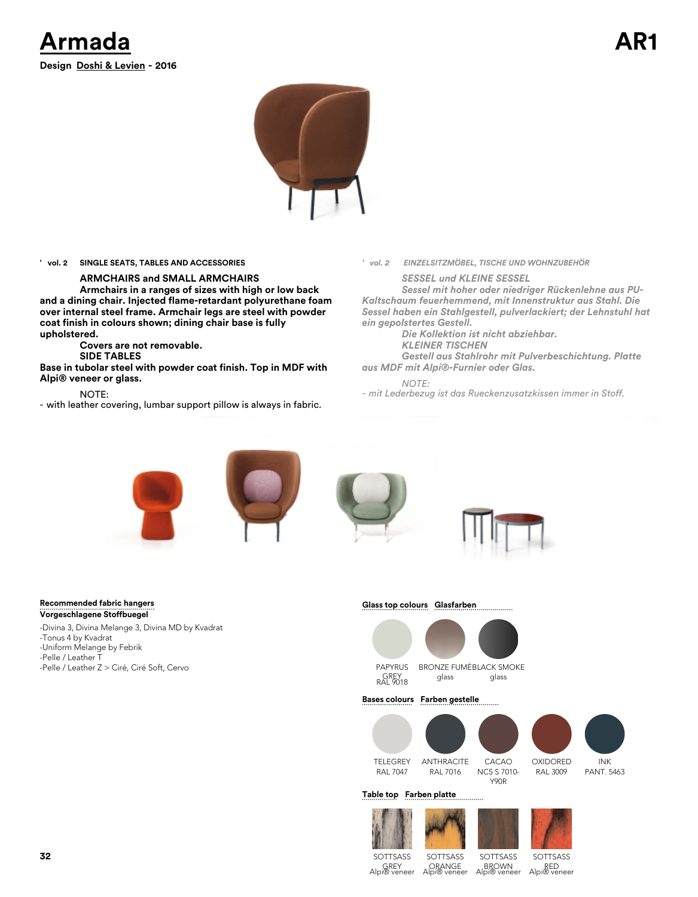# Armada

**AR1**

**Design Doshi & Levien - 2016**

**’ vol. 2 SINGLE SEATS, TABLES AND ACCESSORIES**

**ARMCHAIRS and SMALL ARMCHAIRS**

**Armchairs in a ranges of sizes with high or low back and a dining chair. Injected flame-retardant polyurethane foam over internal steel frame. Armchair legs are steel with powder coat finish in colours shown; dining chair base is fully upholstered.**

**Covers are not removable.**

**SIDE TABLES**

**Base in tubolar steel with powder coat finish. Top in MDF with Alpi® veneer or glass.**

NOTE:

- with leather covering, lumbar support pillow is always in fabric.

***’ vol. 2 EINZELSITZMÖBEL, TISCHE UND WOHNZUBEHÖR***

***SESSEL und KLEINE SESSEL***

***Sessel mit hoher oder niedriger Rückenlehne aus PU-Kaltschaum feuerhemmend, mit Innenstruktur aus Stahl. Die Sessel haben ein Stahlgestell, pulverlackiert; der Lehnstuhl hat ein gepolstertes Gestell.***

***Die Kollektion ist nicht abziehbar.***

***KLEINER TISCHEN***

***Gestell aus Stahlrohr mit Pulverbeschichtung. Platte aus MDF mit Alpi®-Furnier oder Glas.***

*NOTE:*

*- mit Lederbezug ist das Rueckenzusatzkissen immer in Stoff.*

**Recommended fabric hangers**
**Vorgeschlagene Stoffbuegel**

-Divina 3, Divina Melange 3, Divina MD by Kvadrat
-Tonus 4 by Kvadrat
-Uniform Melange by Febrik
-Pelle / Leather T
-Pelle / Leather Z > Ciré, Ciré Soft, Cervo

**Glass top colours Glasfarben**

- PAPYRUS GREY RAL 9018
- BRONZE FUMÈ glass
- BLACK SMOKE glass

**Bases colours Farben gestelle**

- TELEGREY RAL 7047
- ANTHRACITE RAL 7016
- CACAO NCS S 7010-Y90R
- OXIDORED RAL 3009
- INK PANT. 5463

**Table top Farben platte**

- SOTTSASS GREY Alpi® veneer
- SOTTSASS ORANGE Alpi® veneer
- SOTTSASS BROWN Alpi® veneer
- SOTTSASS RED Alpi® veneer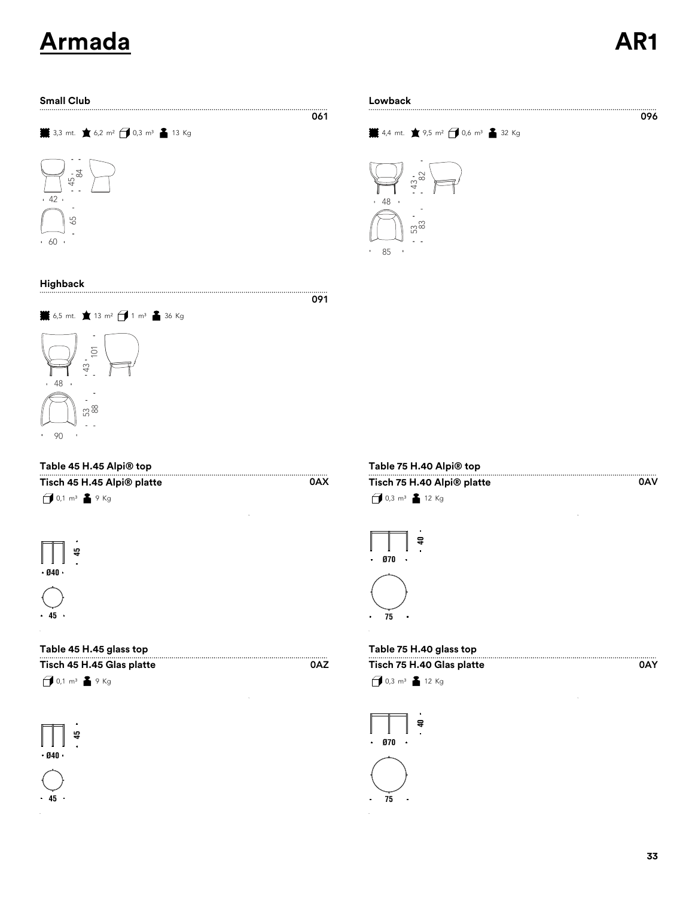# Armada

# AR1

## Small Club

061

3,3 mt. 6,2 m² 0,3 m³ 13 Kg

45
84
42
65
60

## Highback

091

6,5 mt. 13 m² 1 m³ 36 Kg

101
43
48
53
88
90

## Lowback

096

4,4 mt. 9,5 m² 0,6 m³ 32 Kg

43
82
48
53
83
85

## Table 45 H.45 Alpi® top

**Tisch 45 H.45 Alpi® platte** 0AX

0,1 m³ 9 Kg

45
Ø40
45

## Table 45 H.45 glass top

**Tisch 45 H.45 Glas platte** 0AZ

0,1 m³ 9 Kg

45
Ø40
45

## Table 75 H.40 Alpi® top

**Tisch 75 H.40 Alpi® platte** 0AV

0,3 m³ 12 Kg

40
Ø70
75

## Table 75 H.40 glass top

**Tisch 75 H.40 Glas platte** 0AY

0,3 m³ 12 Kg

40
Ø70
75